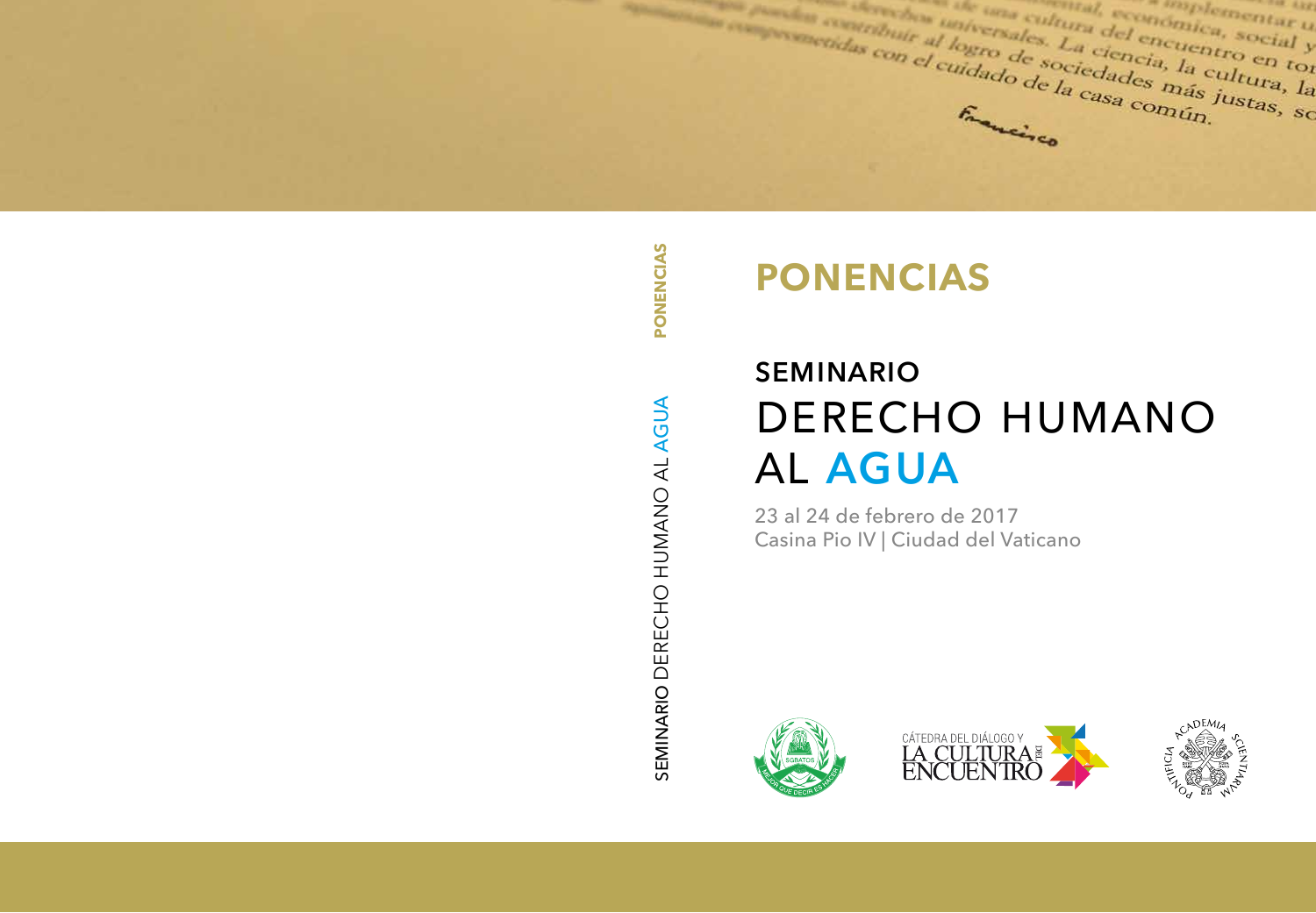# PONENCIAS

## SEMINARIO
# DERECHO HUMANO AL AGUA

23 al 24 de febrero de 2017
Casina Pio IV | Ciudad del Vaticano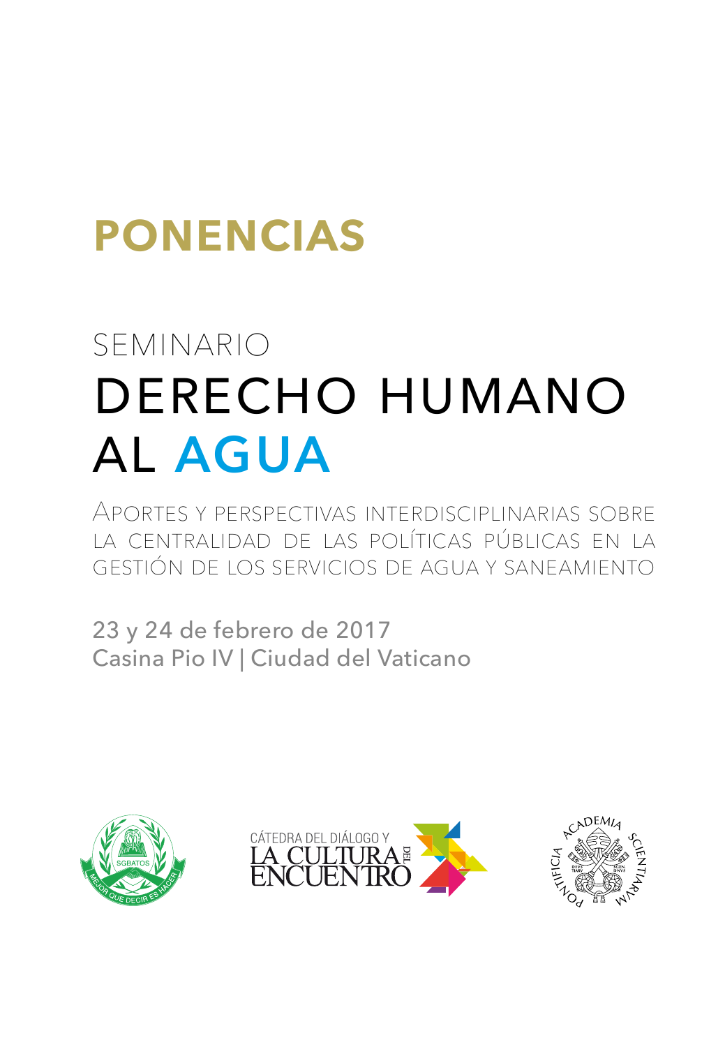# PONENCIAS

## SEMINARIO

# DERECHO HUMANO AL AGUA

Aportes y perspectivas interdisciplinarias sobre la centralidad de las políticas públicas en la gestión de los servicios de agua y saneamiento

23 y 24 de febrero de 2017
Casina Pio IV | Ciudad del Vaticano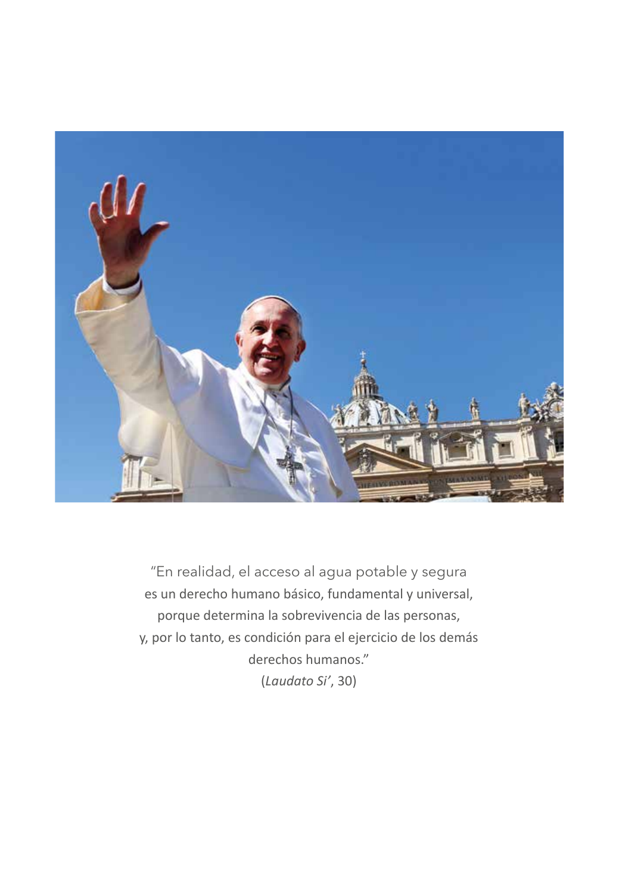"En realidad, el acceso al agua potable y segura
es un derecho humano básico, fundamental y universal,
porque determina la sobrevivencia de las personas,
y, por lo tanto, es condición para el ejercicio de los demás
derechos humanos."
(*Laudato Si'*, 30)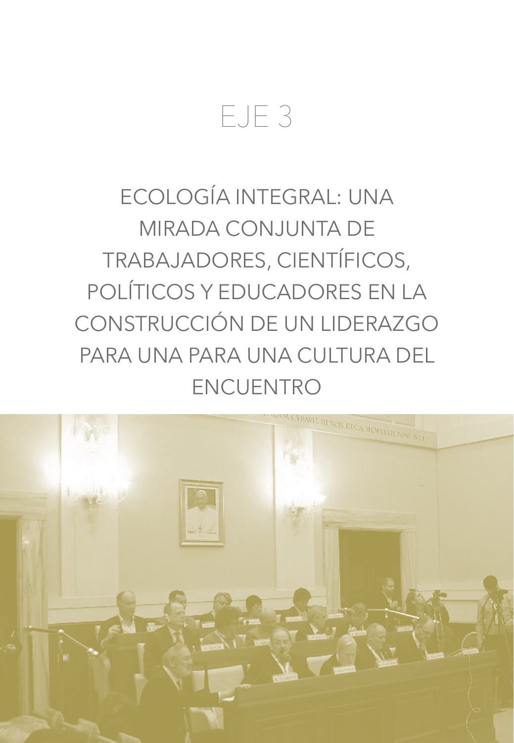# EJE 3

## ECOLOGÍA INTEGRAL: UNA MIRADA CONJUNTA DE TRABAJADORES, CIENTÍFICOS, POLÍTICOS Y EDUCADORES EN LA CONSTRUCCIÓN DE UN LIDERAZGO PARA UNA PARA UNA CULTURA DEL ENCUENTRO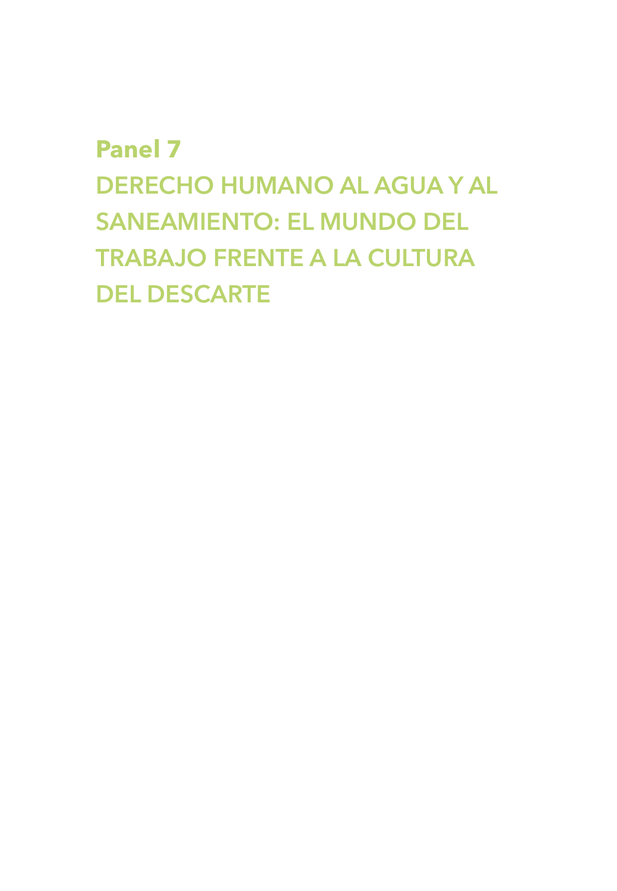# Panel 7

## DERECHO HUMANO AL AGUA Y AL SANEAMIENTO: EL MUNDO DEL TRABAJO FRENTE A LA CULTURA DEL DESCARTE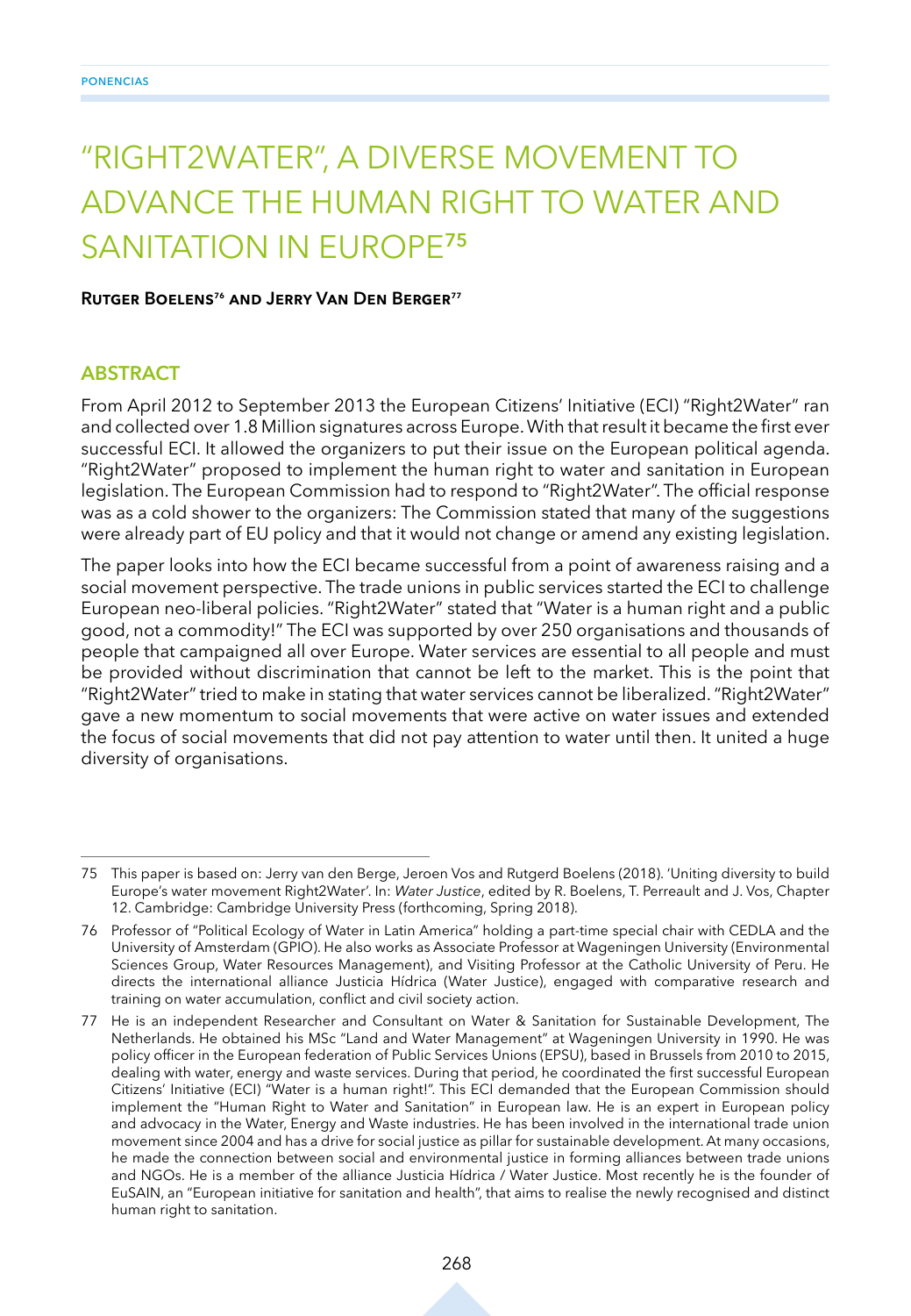# "RIGHT2WATER", A DIVERSE MOVEMENT TO ADVANCE THE HUMAN RIGHT TO WATER AND SANITATION IN EUROPE[75]

**Rutger Boelens[76] and Jerry Van Den Berger[77]**

## ABSTRACT

From April 2012 to September 2013 the European Citizens' Initiative (ECI) "Right2Water" ran and collected over 1.8 Million signatures across Europe. With that result it became the first ever successful ECI. It allowed the organizers to put their issue on the European political agenda. "Right2Water" proposed to implement the human right to water and sanitation in European legislation. The European Commission had to respond to "Right2Water". The official response was as a cold shower to the organizers: The Commission stated that many of the suggestions were already part of EU policy and that it would not change or amend any existing legislation.

The paper looks into how the ECI became successful from a point of awareness raising and a social movement perspective. The trade unions in public services started the ECI to challenge European neo-liberal policies. "Right2Water" stated that "Water is a human right and a public good, not a commodity!" The ECI was supported by over 250 organisations and thousands of people that campaigned all over Europe. Water services are essential to all people and must be provided without discrimination that cannot be left to the market. This is the point that "Right2Water" tried to make in stating that water services cannot be liberalized. "Right2Water" gave a new momentum to social movements that were active on water issues and extended the focus of social movements that did not pay attention to water until then. It united a huge diversity of organisations.

---

75 This paper is based on: Jerry van den Berge, Jeroen Vos and Rutgerd Boelens (2018). 'Uniting diversity to build Europe's water movement Right2Water'. In: *Water Justice*, edited by R. Boelens, T. Perreault and J. Vos, Chapter 12. Cambridge: Cambridge University Press (forthcoming, Spring 2018).

76 Professor of "Political Ecology of Water in Latin America" holding a part-time special chair with CEDLA and the University of Amsterdam (GPIO). He also works as Associate Professor at Wageningen University (Environmental Sciences Group, Water Resources Management), and Visiting Professor at the Catholic University of Peru. He directs the international alliance Justicia Hídrica (Water Justice), engaged with comparative research and training on water accumulation, conflict and civil society action.

77 He is an independent Researcher and Consultant on Water & Sanitation for Sustainable Development, The Netherlands. He obtained his MSc "Land and Water Management" at Wageningen University in 1990. He was policy officer in the European federation of Public Services Unions (EPSU), based in Brussels from 2010 to 2015, dealing with water, energy and waste services. During that period, he coordinated the first successful European Citizens' Initiative (ECI) "Water is a human right!". This ECI demanded that the European Commission should implement the "Human Right to Water and Sanitation" in European law. He is an expert in European policy and advocacy in the Water, Energy and Waste industries. He has been involved in the international trade union movement since 2004 and has a drive for social justice as pillar for sustainable development. At many occasions, he made the connection between social and environmental justice in forming alliances between trade unions and NGOs. He is a member of the alliance Justicia Hídrica / Water Justice. Most recently he is the founder of EuSAIN, an "European initiative for sanitation and health", that aims to realise the newly recognised and distinct human right to sanitation.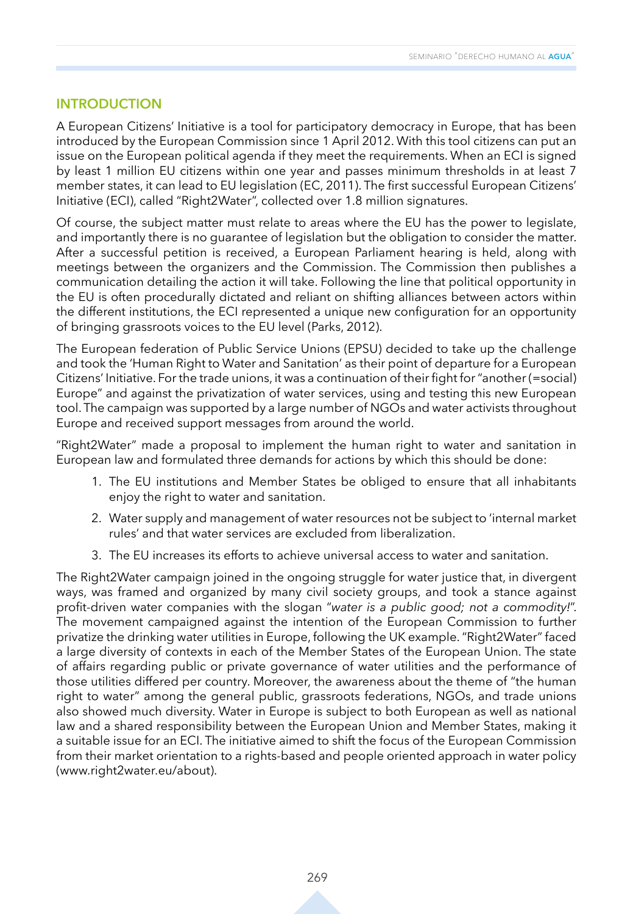## INTRODUCTION

A European Citizens' Initiative is a tool for participatory democracy in Europe, that has been introduced by the European Commission since 1 April 2012. With this tool citizens can put an issue on the European political agenda if they meet the requirements. When an ECI is signed by least 1 million EU citizens within one year and passes minimum thresholds in at least 7 member states, it can lead to EU legislation (EC, 2011). The first successful European Citizens' Initiative (ECI), called "Right2Water", collected over 1.8 million signatures.

Of course, the subject matter must relate to areas where the EU has the power to legislate, and importantly there is no guarantee of legislation but the obligation to consider the matter. After a successful petition is received, a European Parliament hearing is held, along with meetings between the organizers and the Commission. The Commission then publishes a communication detailing the action it will take. Following the line that political opportunity in the EU is often procedurally dictated and reliant on shifting alliances between actors within the different institutions, the ECI represented a unique new configuration for an opportunity of bringing grassroots voices to the EU level (Parks, 2012).

The European federation of Public Service Unions (EPSU) decided to take up the challenge and took the 'Human Right to Water and Sanitation' as their point of departure for a European Citizens' Initiative. For the trade unions, it was a continuation of their fight for "another (=social) Europe" and against the privatization of water services, using and testing this new European tool. The campaign was supported by a large number of NGOs and water activists throughout Europe and received support messages from around the world.

"Right2Water" made a proposal to implement the human right to water and sanitation in European law and formulated three demands for actions by which this should be done:

1. The EU institutions and Member States be obliged to ensure that all inhabitants enjoy the right to water and sanitation.
2. Water supply and management of water resources not be subject to 'internal market rules' and that water services are excluded from liberalization.
3. The EU increases its efforts to achieve universal access to water and sanitation.

The Right2Water campaign joined in the ongoing struggle for water justice that, in divergent ways, was framed and organized by many civil society groups, and took a stance against profit-driven water companies with the slogan "*water is a public good; not a commodity!*". The movement campaigned against the intention of the European Commission to further privatize the drinking water utilities in Europe, following the UK example. "Right2Water" faced a large diversity of contexts in each of the Member States of the European Union. The state of affairs regarding public or private governance of water utilities and the performance of those utilities differed per country. Moreover, the awareness about the theme of "the human right to water" among the general public, grassroots federations, NGOs, and trade unions also showed much diversity. Water in Europe is subject to both European as well as national law and a shared responsibility between the European Union and Member States, making it a suitable issue for an ECI. The initiative aimed to shift the focus of the European Commission from their market orientation to a rights-based and people oriented approach in water policy (www.right2water.eu/about).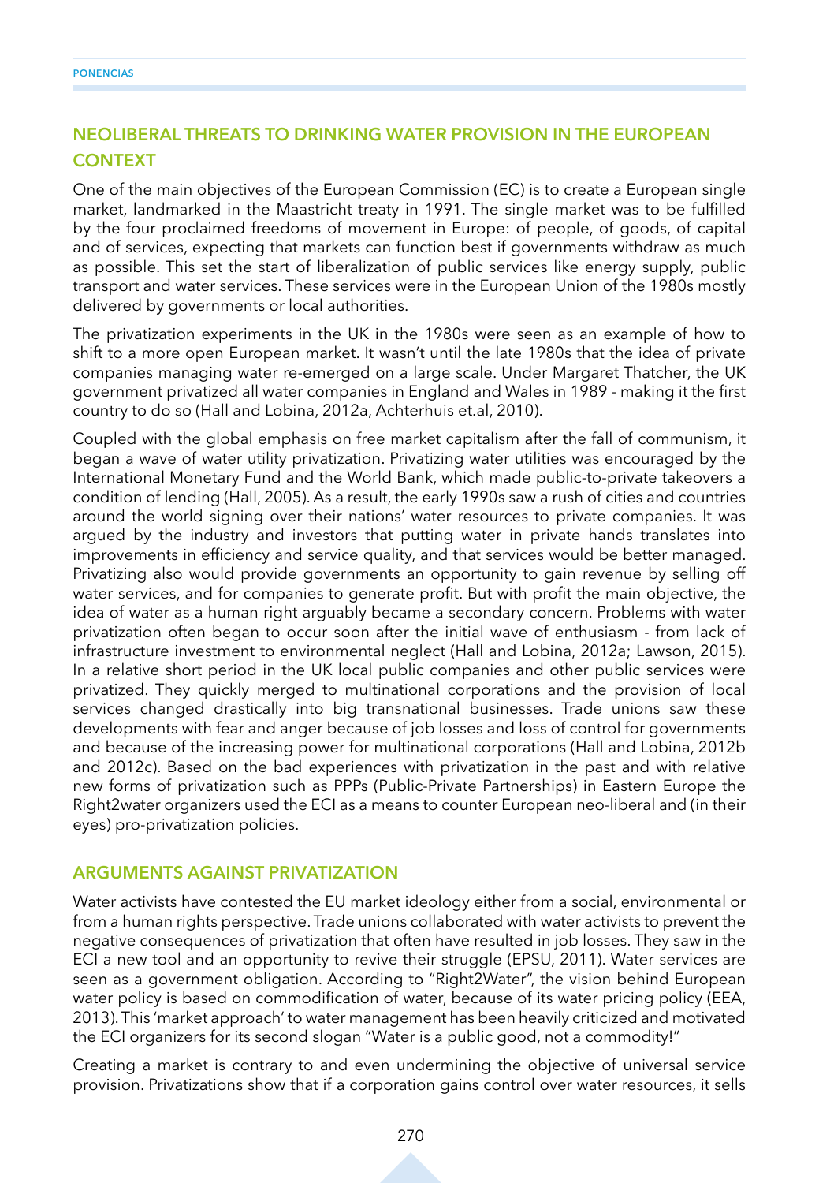## NEOLIBERAL THREATS TO DRINKING WATER PROVISION IN THE EUROPEAN CONTEXT

One of the main objectives of the European Commission (EC) is to create a European single market, landmarked in the Maastricht treaty in 1991. The single market was to be fulfilled by the four proclaimed freedoms of movement in Europe: of people, of goods, of capital and of services, expecting that markets can function best if governments withdraw as much as possible. This set the start of liberalization of public services like energy supply, public transport and water services. These services were in the European Union of the 1980s mostly delivered by governments or local authorities.

The privatization experiments in the UK in the 1980s were seen as an example of how to shift to a more open European market. It wasn't until the late 1980s that the idea of private companies managing water re-emerged on a large scale. Under Margaret Thatcher, the UK government privatized all water companies in England and Wales in 1989 - making it the first country to do so (Hall and Lobina, 2012a, Achterhuis et.al, 2010).

Coupled with the global emphasis on free market capitalism after the fall of communism, it began a wave of water utility privatization. Privatizing water utilities was encouraged by the International Monetary Fund and the World Bank, which made public-to-private takeovers a condition of lending (Hall, 2005). As a result, the early 1990s saw a rush of cities and countries around the world signing over their nations' water resources to private companies. It was argued by the industry and investors that putting water in private hands translates into improvements in efficiency and service quality, and that services would be better managed. Privatizing also would provide governments an opportunity to gain revenue by selling off water services, and for companies to generate profit. But with profit the main objective, the idea of water as a human right arguably became a secondary concern. Problems with water privatization often began to occur soon after the initial wave of enthusiasm - from lack of infrastructure investment to environmental neglect (Hall and Lobina, 2012a; Lawson, 2015). In a relative short period in the UK local public companies and other public services were privatized. They quickly merged to multinational corporations and the provision of local services changed drastically into big transnational businesses. Trade unions saw these developments with fear and anger because of job losses and loss of control for governments and because of the increasing power for multinational corporations (Hall and Lobina, 2012b and 2012c). Based on the bad experiences with privatization in the past and with relative new forms of privatization such as PPPs (Public-Private Partnerships) in Eastern Europe the Right2water organizers used the ECI as a means to counter European neo-liberal and (in their eyes) pro-privatization policies.

## ARGUMENTS AGAINST PRIVATIZATION

Water activists have contested the EU market ideology either from a social, environmental or from a human rights perspective. Trade unions collaborated with water activists to prevent the negative consequences of privatization that often have resulted in job losses. They saw in the ECI a new tool and an opportunity to revive their struggle (EPSU, 2011). Water services are seen as a government obligation. According to "Right2Water", the vision behind European water policy is based on commodification of water, because of its water pricing policy (EEA, 2013). This 'market approach' to water management has been heavily criticized and motivated the ECI organizers for its second slogan "Water is a public good, not a commodity!"

Creating a market is contrary to and even undermining the objective of universal service provision. Privatizations show that if a corporation gains control over water resources, it sells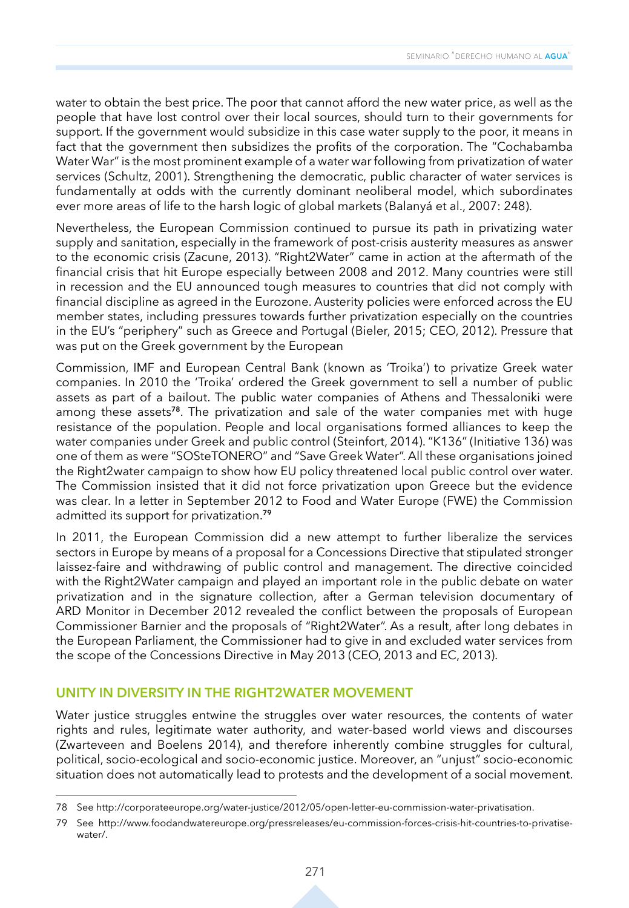water to obtain the best price. The poor that cannot afford the new water price, as well as the people that have lost control over their local sources, should turn to their governments for support. If the government would subsidize in this case water supply to the poor, it means in fact that the government then subsidizes the profits of the corporation. The "Cochabamba Water War" is the most prominent example of a water war following from privatization of water services (Schultz, 2001). Strengthening the democratic, public character of water services is fundamentally at odds with the currently dominant neoliberal model, which subordinates ever more areas of life to the harsh logic of global markets (Balanyá et al., 2007: 248).

Nevertheless, the European Commission continued to pursue its path in privatizing water supply and sanitation, especially in the framework of post-crisis austerity measures as answer to the economic crisis (Zacune, 2013). "Right2Water" came in action at the aftermath of the financial crisis that hit Europe especially between 2008 and 2012. Many countries were still in recession and the EU announced tough measures to countries that did not comply with financial discipline as agreed in the Eurozone. Austerity policies were enforced across the EU member states, including pressures towards further privatization especially on the countries in the EU's "periphery" such as Greece and Portugal (Bieler, 2015; CEO, 2012). Pressure that was put on the Greek government by the European

Commission, IMF and European Central Bank (known as 'Troika') to privatize Greek water companies. In 2010 the 'Troika' ordered the Greek government to sell a number of public assets as part of a bailout. The public water companies of Athens and Thessaloniki were among these assets[78]. The privatization and sale of the water companies met with huge resistance of the population. People and local organisations formed alliances to keep the water companies under Greek and public control (Steinfort, 2014). "K136" (Initiative 136) was one of them as were "SOSteTONERO" and "Save Greek Water". All these organisations joined the Right2water campaign to show how EU policy threatened local public control over water. The Commission insisted that it did not force privatization upon Greece but the evidence was clear. In a letter in September 2012 to Food and Water Europe (FWE) the Commission admitted its support for privatization.[79]

In 2011, the European Commission did a new attempt to further liberalize the services sectors in Europe by means of a proposal for a Concessions Directive that stipulated stronger laissez-faire and withdrawing of public control and management. The directive coincided with the Right2Water campaign and played an important role in the public debate on water privatization and in the signature collection, after a German television documentary of ARD Monitor in December 2012 revealed the conflict between the proposals of European Commissioner Barnier and the proposals of "Right2Water". As a result, after long debates in the European Parliament, the Commissioner had to give in and excluded water services from the scope of the Concessions Directive in May 2013 (CEO, 2013 and EC, 2013).

## UNITY IN DIVERSITY IN THE RIGHT2WATER MOVEMENT

Water justice struggles entwine the struggles over water resources, the contents of water rights and rules, legitimate water authority, and water-based world views and discourses (Zwarteveen and Boelens 2014), and therefore inherently combine struggles for cultural, political, socio-ecological and socio-economic justice. Moreover, an "unjust" socio-economic situation does not automatically lead to protests and the development of a social movement.

---

78 See http://corporateeurope.org/water-justice/2012/05/open-letter-eu-commission-water-privatisation.

79 See http://www.foodandwatereurope.org/pressreleases/eu-commission-forces-crisis-hit-countries-to-privatise-water/.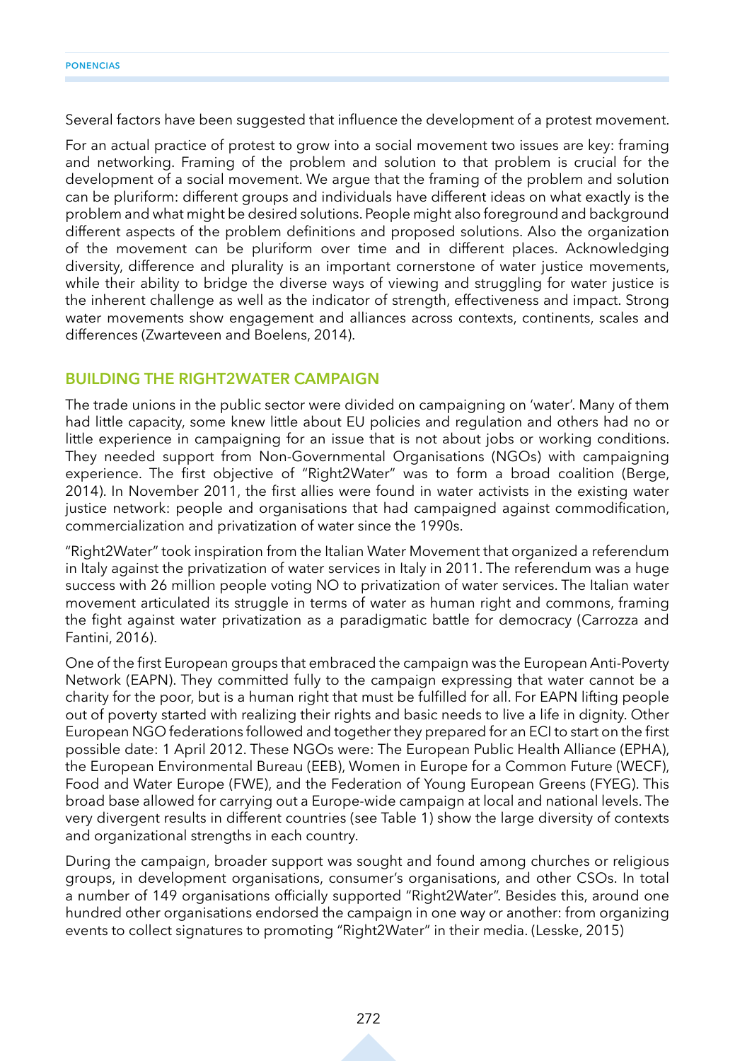Several factors have been suggested that influence the development of a protest movement.

For an actual practice of protest to grow into a social movement two issues are key: framing and networking. Framing of the problem and solution to that problem is crucial for the development of a social movement. We argue that the framing of the problem and solution can be pluriform: different groups and individuals have different ideas on what exactly is the problem and what might be desired solutions. People might also foreground and background different aspects of the problem definitions and proposed solutions. Also the organization of the movement can be pluriform over time and in different places. Acknowledging diversity, difference and plurality is an important cornerstone of water justice movements, while their ability to bridge the diverse ways of viewing and struggling for water justice is the inherent challenge as well as the indicator of strength, effectiveness and impact. Strong water movements show engagement and alliances across contexts, continents, scales and differences (Zwarteveen and Boelens, 2014).

## BUILDING THE RIGHT2WATER CAMPAIGN

The trade unions in the public sector were divided on campaigning on 'water'. Many of them had little capacity, some knew little about EU policies and regulation and others had no or little experience in campaigning for an issue that is not about jobs or working conditions. They needed support from Non-Governmental Organisations (NGOs) with campaigning experience. The first objective of "Right2Water" was to form a broad coalition (Berge, 2014). In November 2011, the first allies were found in water activists in the existing water justice network: people and organisations that had campaigned against commodification, commercialization and privatization of water since the 1990s.

"Right2Water" took inspiration from the Italian Water Movement that organized a referendum in Italy against the privatization of water services in Italy in 2011. The referendum was a huge success with 26 million people voting NO to privatization of water services. The Italian water movement articulated its struggle in terms of water as human right and commons, framing the fight against water privatization as a paradigmatic battle for democracy (Carrozza and Fantini, 2016).

One of the first European groups that embraced the campaign was the European Anti-Poverty Network (EAPN). They committed fully to the campaign expressing that water cannot be a charity for the poor, but is a human right that must be fulfilled for all. For EAPN lifting people out of poverty started with realizing their rights and basic needs to live a life in dignity. Other European NGO federations followed and together they prepared for an ECI to start on the first possible date: 1 April 2012. These NGOs were: The European Public Health Alliance (EPHA), the European Environmental Bureau (EEB), Women in Europe for a Common Future (WECF), Food and Water Europe (FWE), and the Federation of Young European Greens (FYEG). This broad base allowed for carrying out a Europe-wide campaign at local and national levels. The very divergent results in different countries (see Table 1) show the large diversity of contexts and organizational strengths in each country.

During the campaign, broader support was sought and found among churches or religious groups, in development organisations, consumer's organisations, and other CSOs. In total a number of 149 organisations officially supported "Right2Water". Besides this, around one hundred other organisations endorsed the campaign in one way or another: from organizing events to collect signatures to promoting "Right2Water" in their media. (Lesske, 2015)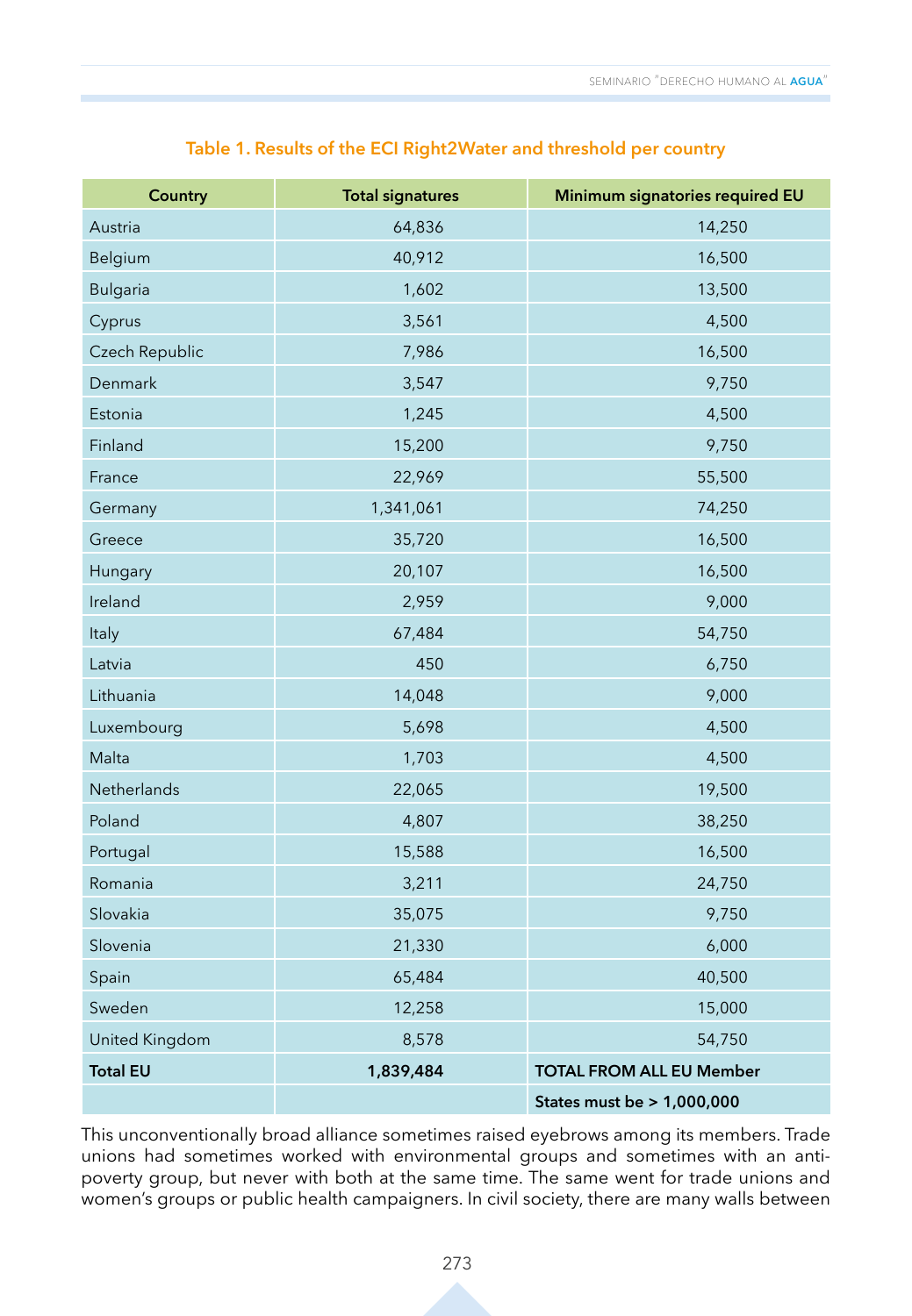**Table 1. Results of the ECI Right2Water and threshold per country**

| Country | Total signatures | Minimum signatories required EU |
|---|---|---|
| Austria | 64,836 | 14,250 |
| Belgium | 40,912 | 16,500 |
| Bulgaria | 1,602 | 13,500 |
| Cyprus | 3,561 | 4,500 |
| Czech Republic | 7,986 | 16,500 |
| Denmark | 3,547 | 9,750 |
| Estonia | 1,245 | 4,500 |
| Finland | 15,200 | 9,750 |
| France | 22,969 | 55,500 |
| Germany | 1,341,061 | 74,250 |
| Greece | 35,720 | 16,500 |
| Hungary | 20,107 | 16,500 |
| Ireland | 2,959 | 9,000 |
| Italy | 67,484 | 54,750 |
| Latvia | 450 | 6,750 |
| Lithuania | 14,048 | 9,000 |
| Luxembourg | 5,698 | 4,500 |
| Malta | 1,703 | 4,500 |
| Netherlands | 22,065 | 19,500 |
| Poland | 4,807 | 38,250 |
| Portugal | 15,588 | 16,500 |
| Romania | 3,211 | 24,750 |
| Slovakia | 35,075 | 9,750 |
| Slovenia | 21,330 | 6,000 |
| Spain | 65,484 | 40,500 |
| Sweden | 12,258 | 15,000 |
| United Kingdom | 8,578 | 54,750 |
| **Total EU** | **1,839,484** | **TOTAL FROM ALL EU Member** |
| | | **States must be > 1,000,000** |

This unconventionally broad alliance sometimes raised eyebrows among its members. Trade unions had sometimes worked with environmental groups and sometimes with an anti-poverty group, but never with both at the same time. The same went for trade unions and women's groups or public health campaigners. In civil society, there are many walls between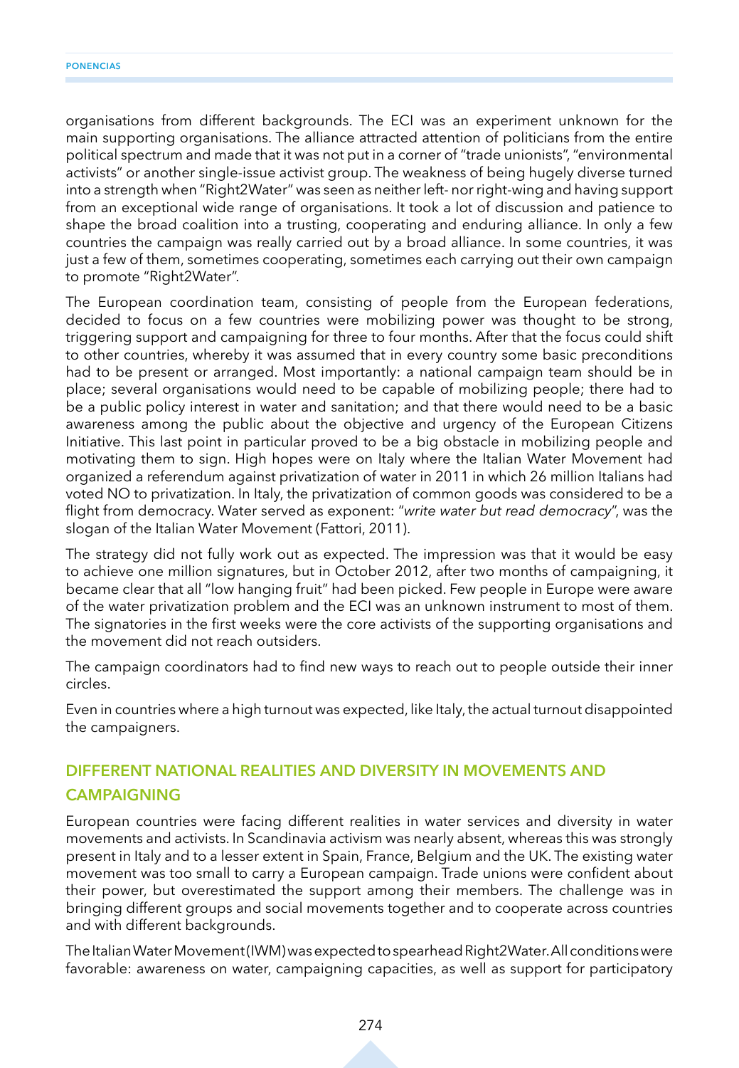organisations from different backgrounds. The ECI was an experiment unknown for the main supporting organisations. The alliance attracted attention of politicians from the entire political spectrum and made that it was not put in a corner of "trade unionists", "environmental activists" or another single-issue activist group. The weakness of being hugely diverse turned into a strength when "Right2Water" was seen as neither left- nor right-wing and having support from an exceptional wide range of organisations. It took a lot of discussion and patience to shape the broad coalition into a trusting, cooperating and enduring alliance. In only a few countries the campaign was really carried out by a broad alliance. In some countries, it was just a few of them, sometimes cooperating, sometimes each carrying out their own campaign to promote "Right2Water".

The European coordination team, consisting of people from the European federations, decided to focus on a few countries were mobilizing power was thought to be strong, triggering support and campaigning for three to four months. After that the focus could shift to other countries, whereby it was assumed that in every country some basic preconditions had to be present or arranged. Most importantly: a national campaign team should be in place; several organisations would need to be capable of mobilizing people; there had to be a public policy interest in water and sanitation; and that there would need to be a basic awareness among the public about the objective and urgency of the European Citizens Initiative. This last point in particular proved to be a big obstacle in mobilizing people and motivating them to sign. High hopes were on Italy where the Italian Water Movement had organized a referendum against privatization of water in 2011 in which 26 million Italians had voted NO to privatization. In Italy, the privatization of common goods was considered to be a flight from democracy. Water served as exponent: "*write water but read democracy*", was the slogan of the Italian Water Movement (Fattori, 2011).

The strategy did not fully work out as expected. The impression was that it would be easy to achieve one million signatures, but in October 2012, after two months of campaigning, it became clear that all "low hanging fruit" had been picked. Few people in Europe were aware of the water privatization problem and the ECI was an unknown instrument to most of them. The signatories in the first weeks were the core activists of the supporting organisations and the movement did not reach outsiders.

The campaign coordinators had to find new ways to reach out to people outside their inner circles.

Even in countries where a high turnout was expected, like Italy, the actual turnout disappointed the campaigners.

## DIFFERENT NATIONAL REALITIES AND DIVERSITY IN MOVEMENTS AND CAMPAIGNING

European countries were facing different realities in water services and diversity in water movements and activists. In Scandinavia activism was nearly absent, whereas this was strongly present in Italy and to a lesser extent in Spain, France, Belgium and the UK. The existing water movement was too small to carry a European campaign. Trade unions were confident about their power, but overestimated the support among their members. The challenge was in bringing different groups and social movements together and to cooperate across countries and with different backgrounds.

The Italian Water Movement (IWM) was expected to spearhead Right2Water. All conditions were favorable: awareness on water, campaigning capacities, as well as support for participatory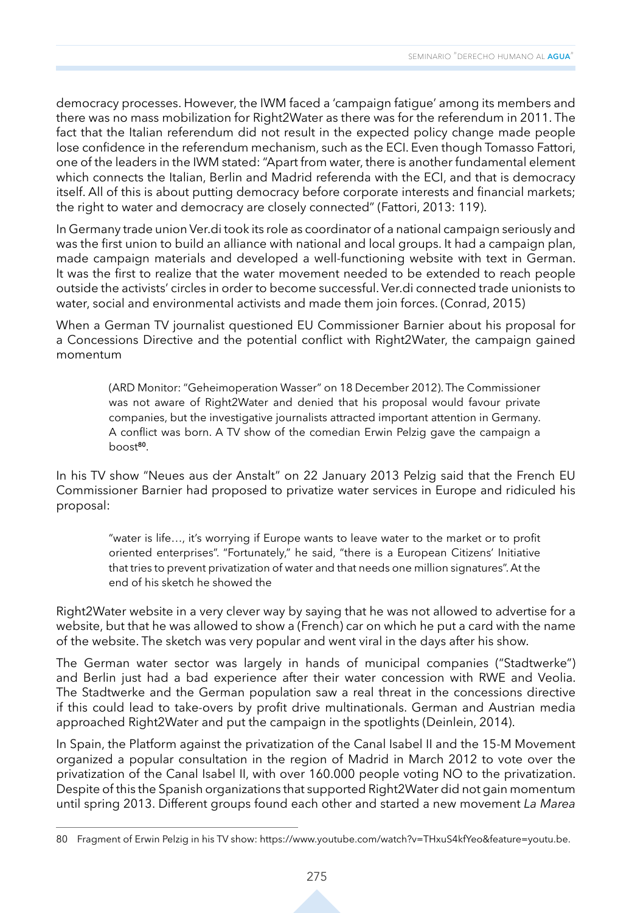democracy processes. However, the IWM faced a 'campaign fatigue' among its members and there was no mass mobilization for Right2Water as there was for the referendum in 2011. The fact that the Italian referendum did not result in the expected policy change made people lose confidence in the referendum mechanism, such as the ECI. Even though Tomasso Fattori, one of the leaders in the IWM stated: "Apart from water, there is another fundamental element which connects the Italian, Berlin and Madrid referenda with the ECI, and that is democracy itself. All of this is about putting democracy before corporate interests and financial markets; the right to water and democracy are closely connected" (Fattori, 2013: 119).

In Germany trade union Ver.di took its role as coordinator of a national campaign seriously and was the first union to build an alliance with national and local groups. It had a campaign plan, made campaign materials and developed a well-functioning website with text in German. It was the first to realize that the water movement needed to be extended to reach people outside the activists' circles in order to become successful. Ver.di connected trade unionists to water, social and environmental activists and made them join forces. (Conrad, 2015)

When a German TV journalist questioned EU Commissioner Barnier about his proposal for a Concessions Directive and the potential conflict with Right2Water, the campaign gained momentum

> (ARD Monitor: "Geheimoperation Wasser" on 18 December 2012). The Commissioner was not aware of Right2Water and denied that his proposal would favour private companies, but the investigative journalists attracted important attention in Germany. A conflict was born. A TV show of the comedian Erwin Pelzig gave the campaign a boost[80].

In his TV show "Neues aus der Anstalt" on 22 January 2013 Pelzig said that the French EU Commissioner Barnier had proposed to privatize water services in Europe and ridiculed his proposal:

> "water is life…, it's worrying if Europe wants to leave water to the market or to profit oriented enterprises". "Fortunately," he said, "there is a European Citizens' Initiative that tries to prevent privatization of water and that needs one million signatures". At the end of his sketch he showed the

Right2Water website in a very clever way by saying that he was not allowed to advertise for a website, but that he was allowed to show a (French) car on which he put a card with the name of the website. The sketch was very popular and went viral in the days after his show.

The German water sector was largely in hands of municipal companies ("Stadtwerke") and Berlin just had a bad experience after their water concession with RWE and Veolia. The Stadtwerke and the German population saw a real threat in the concessions directive if this could lead to take-overs by profit drive multinationals. German and Austrian media approached Right2Water and put the campaign in the spotlights (Deinlein, 2014).

In Spain, the Platform against the privatization of the Canal Isabel II and the 15-M Movement organized a popular consultation in the region of Madrid in March 2012 to vote over the privatization of the Canal Isabel II, with over 160.000 people voting NO to the privatization. Despite of this the Spanish organizations that supported Right2Water did not gain momentum until spring 2013. Different groups found each other and started a new movement *La Marea*

---

80 Fragment of Erwin Pelzig in his TV show: https://www.youtube.com/watch?v=THxuS4kfYeo&feature=youtu.be.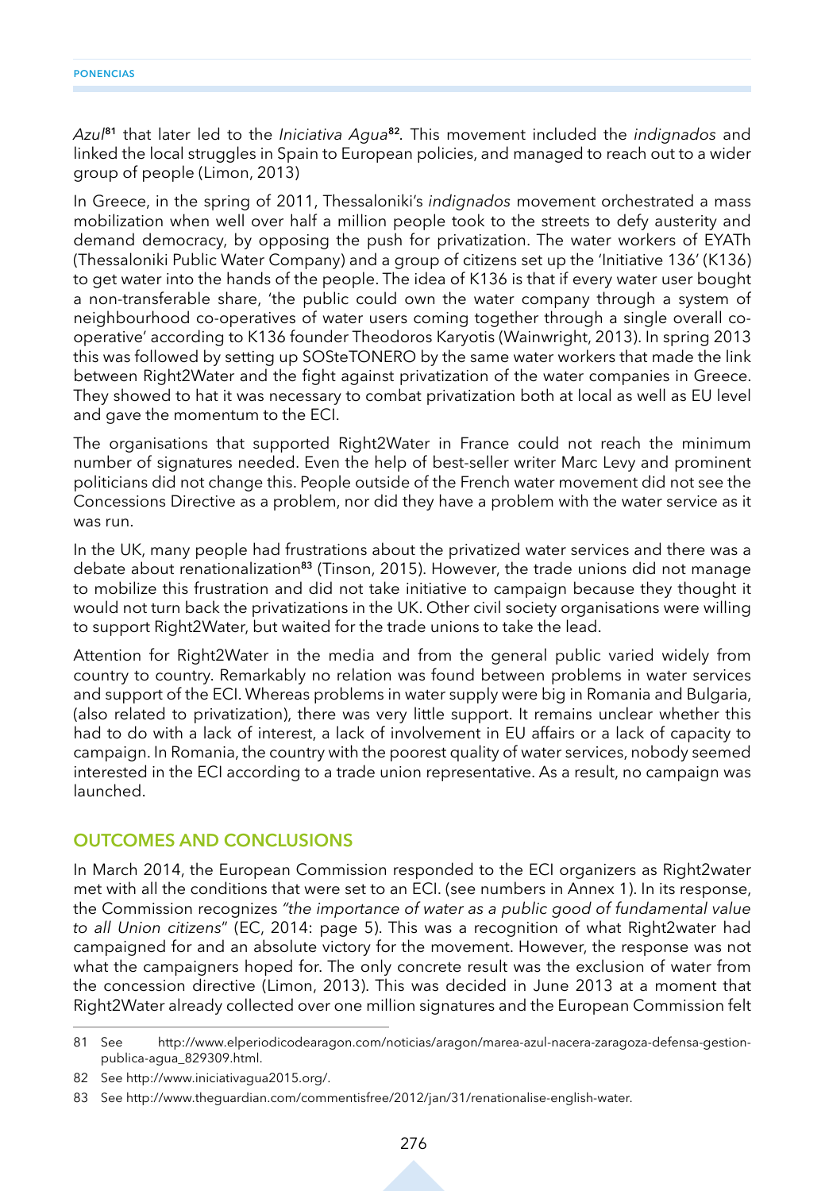*Azul*[81] that later led to the *Iniciativa Agua*[82]. This movement included the *indignados* and linked the local struggles in Spain to European policies, and managed to reach out to a wider group of people (Limon, 2013)

In Greece, in the spring of 2011, Thessaloniki's *indignados* movement orchestrated a mass mobilization when well over half a million people took to the streets to defy austerity and demand democracy, by opposing the push for privatization. The water workers of EYATh (Thessaloniki Public Water Company) and a group of citizens set up the 'Initiative 136' (K136) to get water into the hands of the people. The idea of K136 is that if every water user bought a non-transferable share, 'the public could own the water company through a system of neighbourhood co-operatives of water users coming together through a single overall co-operative' according to K136 founder Theodoros Karyotis (Wainwright, 2013). In spring 2013 this was followed by setting up SOSteTONERO by the same water workers that made the link between Right2Water and the fight against privatization of the water companies in Greece. They showed to hat it was necessary to combat privatization both at local as well as EU level and gave the momentum to the ECI.

The organisations that supported Right2Water in France could not reach the minimum number of signatures needed. Even the help of best-seller writer Marc Levy and prominent politicians did not change this. People outside of the French water movement did not see the Concessions Directive as a problem, nor did they have a problem with the water service as it was run.

In the UK, many people had frustrations about the privatized water services and there was a debate about renationalization[83] (Tinson, 2015). However, the trade unions did not manage to mobilize this frustration and did not take initiative to campaign because they thought it would not turn back the privatizations in the UK. Other civil society organisations were willing to support Right2Water, but waited for the trade unions to take the lead.

Attention for Right2Water in the media and from the general public varied widely from country to country. Remarkably no relation was found between problems in water services and support of the ECI. Whereas problems in water supply were big in Romania and Bulgaria, (also related to privatization), there was very little support. It remains unclear whether this had to do with a lack of interest, a lack of involvement in EU affairs or a lack of capacity to campaign. In Romania, the country with the poorest quality of water services, nobody seemed interested in the ECI according to a trade union representative. As a result, no campaign was launched.

## OUTCOMES AND CONCLUSIONS

In March 2014, the European Commission responded to the ECI organizers as Right2water met with all the conditions that were set to an ECI. (see numbers in Annex 1). In its response, the Commission recognizes *"the importance of water as a public good of fundamental value to all Union citizens"* (EC, 2014: page 5). This was a recognition of what Right2water had campaigned for and an absolute victory for the movement. However, the response was not what the campaigners hoped for. The only concrete result was the exclusion of water from the concession directive (Limon, 2013). This was decided in June 2013 at a moment that Right2Water already collected over one million signatures and the European Commission felt

---

81 See http://www.elperiodicodearagon.com/noticias/aragon/marea-azul-nacera-zaragoza-defensa-gestion-publica-agua_829309.html.

82 See http://www.iniciativagua2015.org/.

83 See http://www.theguardian.com/commentisfree/2012/jan/31/renationalise-english-water.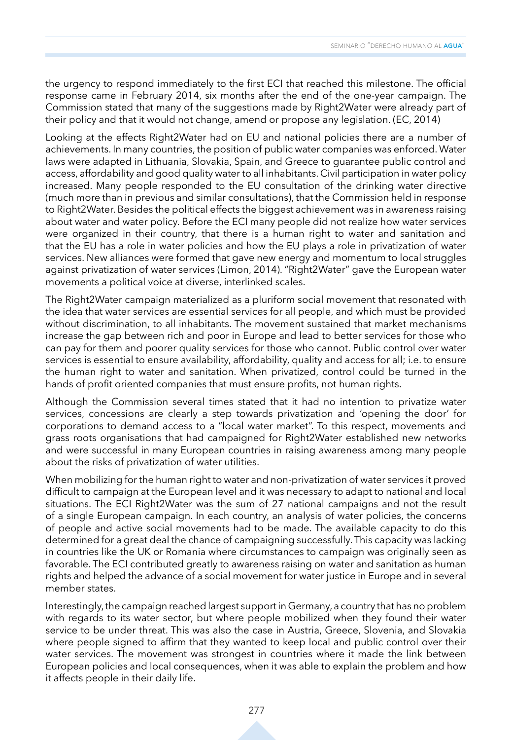the urgency to respond immediately to the first ECI that reached this milestone. The official response came in February 2014, six months after the end of the one-year campaign. The Commission stated that many of the suggestions made by Right2Water were already part of their policy and that it would not change, amend or propose any legislation. (EC, 2014)

Looking at the effects Right2Water had on EU and national policies there are a number of achievements. In many countries, the position of public water companies was enforced. Water laws were adapted in Lithuania, Slovakia, Spain, and Greece to guarantee public control and access, affordability and good quality water to all inhabitants. Civil participation in water policy increased. Many people responded to the EU consultation of the drinking water directive (much more than in previous and similar consultations), that the Commission held in response to Right2Water. Besides the political effects the biggest achievement was in awareness raising about water and water policy. Before the ECI many people did not realize how water services were organized in their country, that there is a human right to water and sanitation and that the EU has a role in water policies and how the EU plays a role in privatization of water services. New alliances were formed that gave new energy and momentum to local struggles against privatization of water services (Limon, 2014). "Right2Water" gave the European water movements a political voice at diverse, interlinked scales.

The Right2Water campaign materialized as a pluriform social movement that resonated with the idea that water services are essential services for all people, and which must be provided without discrimination, to all inhabitants. The movement sustained that market mechanisms increase the gap between rich and poor in Europe and lead to better services for those who can pay for them and poorer quality services for those who cannot. Public control over water services is essential to ensure availability, affordability, quality and access for all; i.e. to ensure the human right to water and sanitation. When privatized, control could be turned in the hands of profit oriented companies that must ensure profits, not human rights.

Although the Commission several times stated that it had no intention to privatize water services, concessions are clearly a step towards privatization and 'opening the door' for corporations to demand access to a "local water market". To this respect, movements and grass roots organisations that had campaigned for Right2Water established new networks and were successful in many European countries in raising awareness among many people about the risks of privatization of water utilities.

When mobilizing for the human right to water and non-privatization of water services it proved difficult to campaign at the European level and it was necessary to adapt to national and local situations. The ECI Right2Water was the sum of 27 national campaigns and not the result of a single European campaign. In each country, an analysis of water policies, the concerns of people and active social movements had to be made. The available capacity to do this determined for a great deal the chance of campaigning successfully. This capacity was lacking in countries like the UK or Romania where circumstances to campaign was originally seen as favorable. The ECI contributed greatly to awareness raising on water and sanitation as human rights and helped the advance of a social movement for water justice in Europe and in several member states.

Interestingly, the campaign reached largest support in Germany, a country that has no problem with regards to its water sector, but where people mobilized when they found their water service to be under threat. This was also the case in Austria, Greece, Slovenia, and Slovakia where people signed to affirm that they wanted to keep local and public control over their water services. The movement was strongest in countries where it made the link between European policies and local consequences, when it was able to explain the problem and how it affects people in their daily life.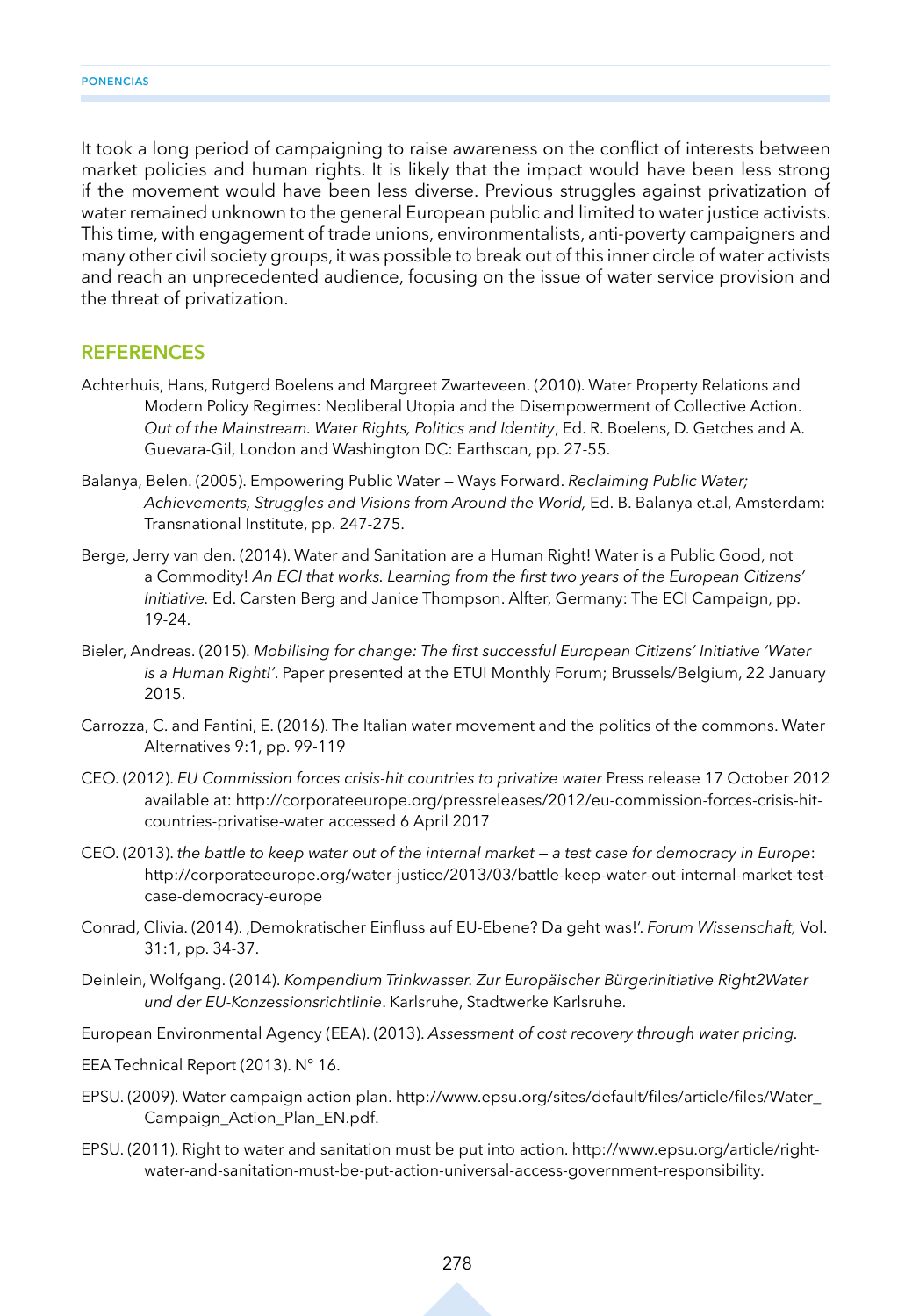It took a long period of campaigning to raise awareness on the conflict of interests between market policies and human rights. It is likely that the impact would have been less strong if the movement would have been less diverse. Previous struggles against privatization of water remained unknown to the general European public and limited to water justice activists. This time, with engagement of trade unions, environmentalists, anti-poverty campaigners and many other civil society groups, it was possible to break out of this inner circle of water activists and reach an unprecedented audience, focusing on the issue of water service provision and the threat of privatization.

## REFERENCES

Achterhuis, Hans, Rutgerd Boelens and Margreet Zwarteveen. (2010). Water Property Relations and Modern Policy Regimes: Neoliberal Utopia and the Disempowerment of Collective Action. *Out of the Mainstream. Water Rights, Politics and Identity*, Ed. R. Boelens, D. Getches and A. Guevara-Gil, London and Washington DC: Earthscan, pp. 27-55.

Balanya, Belen. (2005). Empowering Public Water — Ways Forward. *Reclaiming Public Water; Achievements, Struggles and Visions from Around the World,* Ed. B. Balanya et.al, Amsterdam: Transnational Institute, pp. 247-275.

Berge, Jerry van den. (2014). Water and Sanitation are a Human Right! Water is a Public Good, not a Commodity! *An ECI that works. Learning from the first two years of the European Citizens' Initiative.* Ed. Carsten Berg and Janice Thompson. Alfter, Germany: The ECI Campaign, pp. 19-24.

Bieler, Andreas. (2015). *Mobilising for change: The first successful European Citizens' Initiative 'Water is a Human Right!'*. Paper presented at the ETUI Monthly Forum; Brussels/Belgium, 22 January 2015.

Carrozza, C. and Fantini, E. (2016). The Italian water movement and the politics of the commons. Water Alternatives 9:1, pp. 99-119

CEO. (2012). *EU Commission forces crisis-hit countries to privatize water* Press release 17 October 2012 available at: http://corporateeurope.org/pressreleases/2012/eu-commission-forces-crisis-hit-countries-privatise-water accessed 6 April 2017

CEO. (2013). *the battle to keep water out of the internal market — a test case for democracy in Europe*: http://corporateeurope.org/water-justice/2013/03/battle-keep-water-out-internal-market-test-case-democracy-europe

Conrad, Clivia. (2014). ‚Demokratischer Einfluss auf EU-Ebene? Da geht was!'. *Forum Wissenschaft,* Vol. 31:1, pp. 34-37.

Deinlein, Wolfgang. (2014). *Kompendium Trinkwasser. Zur Europäischer Bürgerinitiative Right2Water und der EU-Konzessionsrichtlinie*. Karlsruhe, Stadtwerke Karlsruhe.

European Environmental Agency (EEA). (2013). *Assessment of cost recovery through water pricing.*

EEA Technical Report (2013). N° 16.

EPSU. (2009). Water campaign action plan. http://www.epsu.org/sites/default/files/article/files/Water_Campaign_Action_Plan_EN.pdf.

EPSU. (2011). Right to water and sanitation must be put into action. http://www.epsu.org/article/right-water-and-sanitation-must-be-put-action-universal-access-government-responsibility.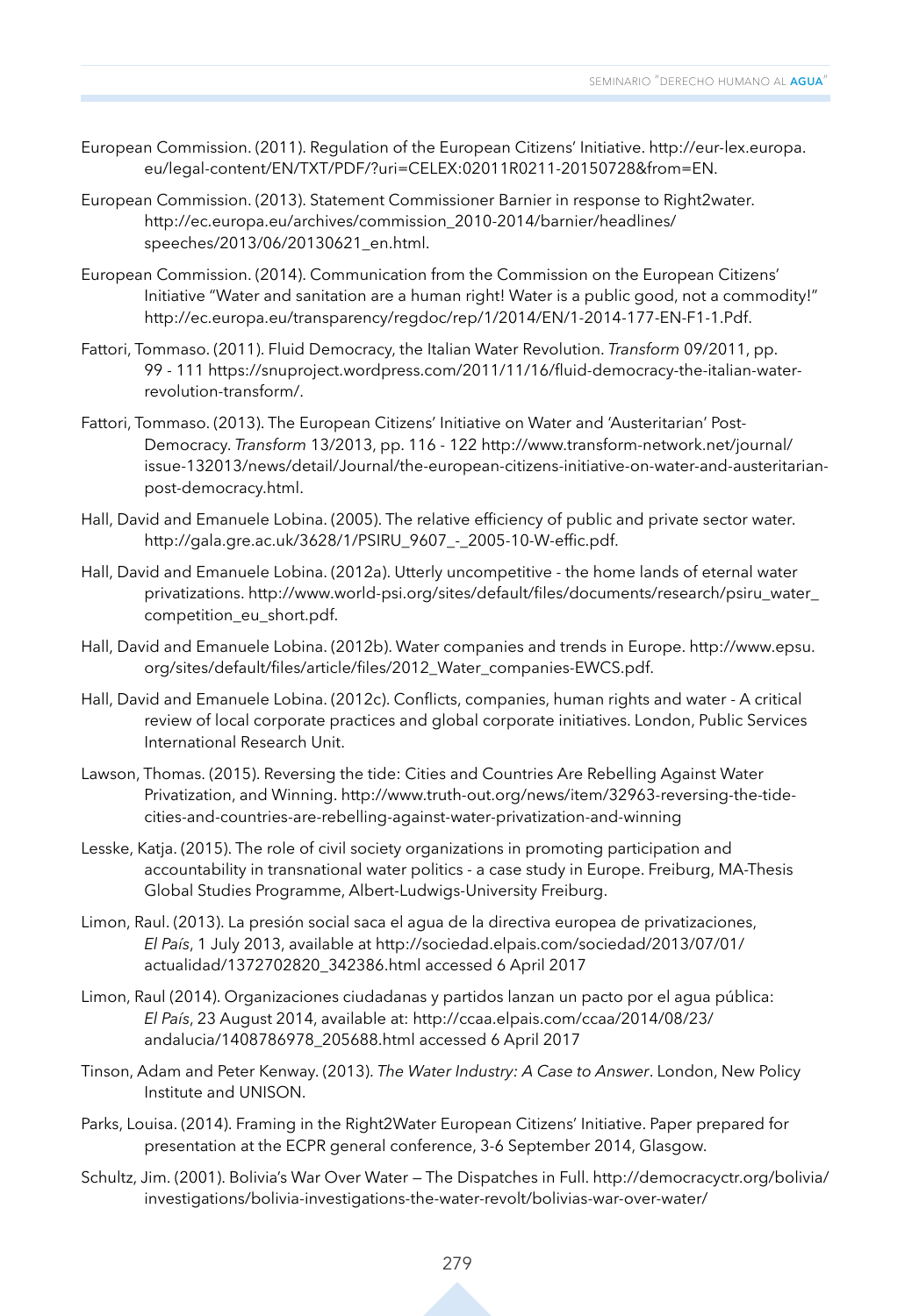European Commission. (2011). Regulation of the European Citizens' Initiative. http://eur-lex.europa.eu/legal-content/EN/TXT/PDF/?uri=CELEX:02011R0211-20150728&from=EN.

European Commission. (2013). Statement Commissioner Barnier in response to Right2water. http://ec.europa.eu/archives/commission_2010-2014/barnier/headlines/speeches/2013/06/20130621_en.html.

European Commission. (2014). Communication from the Commission on the European Citizens' Initiative "Water and sanitation are a human right! Water is a public good, not a commodity!" http://ec.europa.eu/transparency/regdoc/rep/1/2014/EN/1-2014-177-EN-F1-1.Pdf.

Fattori, Tommaso. (2011). Fluid Democracy, the Italian Water Revolution. *Transform* 09/2011, pp. 99 - 111 https://snuproject.wordpress.com/2011/11/16/fluid-democracy-the-italian-water-revolution-transform/.

Fattori, Tommaso. (2013). The European Citizens' Initiative on Water and 'Austeritarian' Post-Democracy. *Transform* 13/2013, pp. 116 - 122 http://www.transform-network.net/journal/issue-132013/news/detail/Journal/the-european-citizens-initiative-on-water-and-austeritarian-post-democracy.html.

Hall, David and Emanuele Lobina. (2005). The relative efficiency of public and private sector water. http://gala.gre.ac.uk/3628/1/PSIRU_9607_-_2005-10-W-effic.pdf.

Hall, David and Emanuele Lobina. (2012a). Utterly uncompetitive - the home lands of eternal water privatizations. http://www.world-psi.org/sites/default/files/documents/research/psiru_water_competition_eu_short.pdf.

Hall, David and Emanuele Lobina. (2012b). Water companies and trends in Europe. http://www.epsu.org/sites/default/files/article/files/2012_Water_companies-EWCS.pdf.

Hall, David and Emanuele Lobina. (2012c). Conflicts, companies, human rights and water - A critical review of local corporate practices and global corporate initiatives. London, Public Services International Research Unit.

Lawson, Thomas. (2015). Reversing the tide: Cities and Countries Are Rebelling Against Water Privatization, and Winning. http://www.truth-out.org/news/item/32963-reversing-the-tide-cities-and-countries-are-rebelling-against-water-privatization-and-winning

Lesske, Katja. (2015). The role of civil society organizations in promoting participation and accountability in transnational water politics - a case study in Europe. Freiburg, MA-Thesis Global Studies Programme, Albert-Ludwigs-University Freiburg.

Limon, Raul. (2013). La presión social saca el agua de la directiva europea de privatizaciones, *El País*, 1 July 2013, available at http://sociedad.elpais.com/sociedad/2013/07/01/actualidad/1372702820_342386.html accessed 6 April 2017

Limon, Raul (2014). Organizaciones ciudadanas y partidos lanzan un pacto por el agua pública: *El País*, 23 August 2014, available at: http://ccaa.elpais.com/ccaa/2014/08/23/andalucia/1408786978_205688.html accessed 6 April 2017

Tinson, Adam and Peter Kenway. (2013). *The Water Industry: A Case to Answer*. London, New Policy Institute and UNISON.

Parks, Louisa. (2014). Framing in the Right2Water European Citizens' Initiative. Paper prepared for presentation at the ECPR general conference, 3-6 September 2014, Glasgow.

Schultz, Jim. (2001). Bolivia's War Over Water — The Dispatches in Full. http://democracyctr.org/bolivia/investigations/bolivia-investigations-the-water-revolt/bolivias-war-over-water/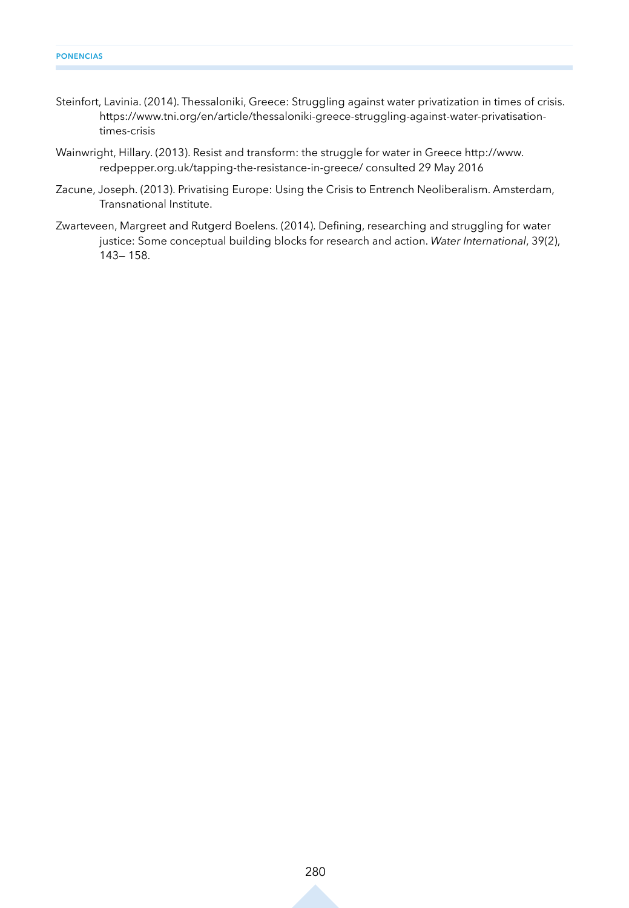Steinfort, Lavinia. (2014). Thessaloniki, Greece: Struggling against water privatization in times of crisis. https://www.tni.org/en/article/thessaloniki-greece-struggling-against-water-privatisation-times-crisis

Wainwright, Hillary. (2013). Resist and transform: the struggle for water in Greece http://www.redpepper.org.uk/tapping-the-resistance-in-greece/ consulted 29 May 2016

Zacune, Joseph. (2013). Privatising Europe: Using the Crisis to Entrench Neoliberalism. Amsterdam, Transnational Institute.

Zwarteveen, Margreet and Rutgerd Boelens. (2014). Defining, researching and struggling for water justice: Some conceptual building blocks for research and action. *Water International*, 39(2), 143– 158.